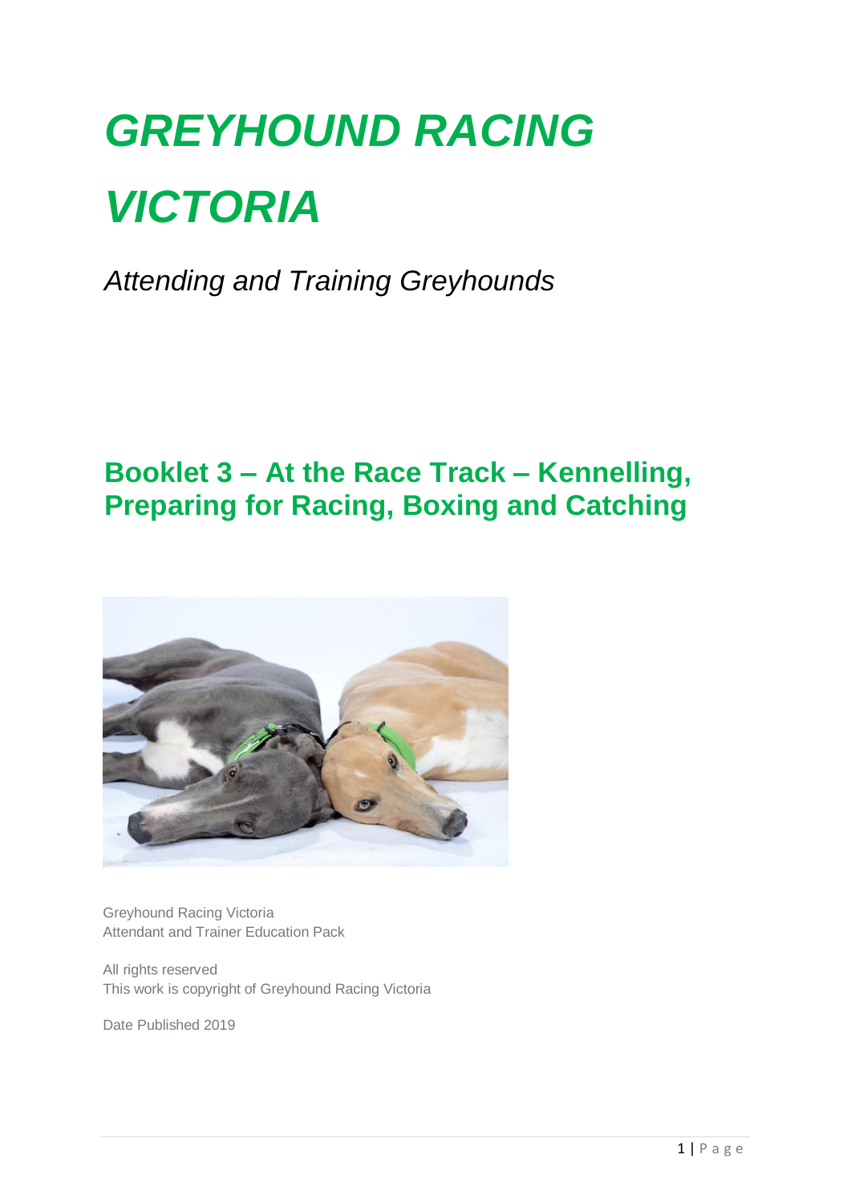# *GREYHOUND RACING VICTORIA*

*Attending and Training Greyhounds*

## Booklet 3 – At the Race Track – Kennelling, Preparing for Racing, Boxing and Catching

Greyhound Racing Victoria
Attendant and Trainer Education Pack

All rights reserved
This work is copyright of Greyhound Racing Victoria

Date Published 2019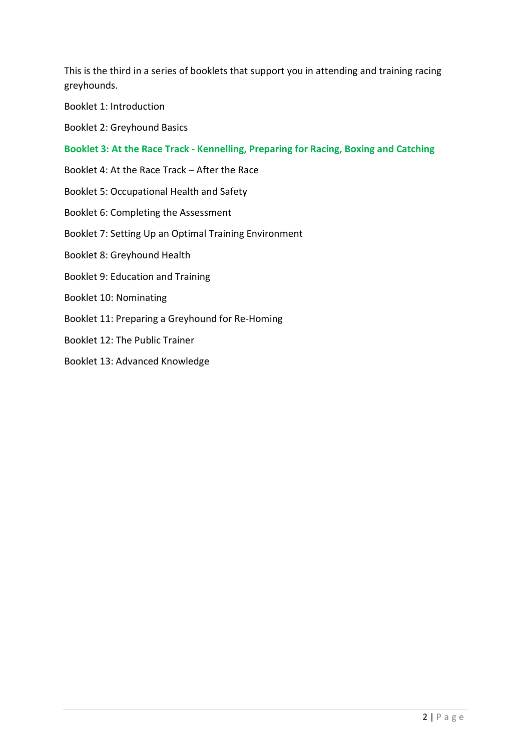This is the third in a series of booklets that support you in attending and training racing greyhounds.

Booklet 1: Introduction

Booklet 2: Greyhound Basics

**Booklet 3: At the Race Track - Kennelling, Preparing for Racing, Boxing and Catching**

Booklet 4: At the Race Track – After the Race

Booklet 5: Occupational Health and Safety

Booklet 6: Completing the Assessment

Booklet 7: Setting Up an Optimal Training Environment

Booklet 8: Greyhound Health

Booklet 9: Education and Training

Booklet 10: Nominating

Booklet 11: Preparing a Greyhound for Re-Homing

Booklet 12: The Public Trainer

Booklet 13: Advanced Knowledge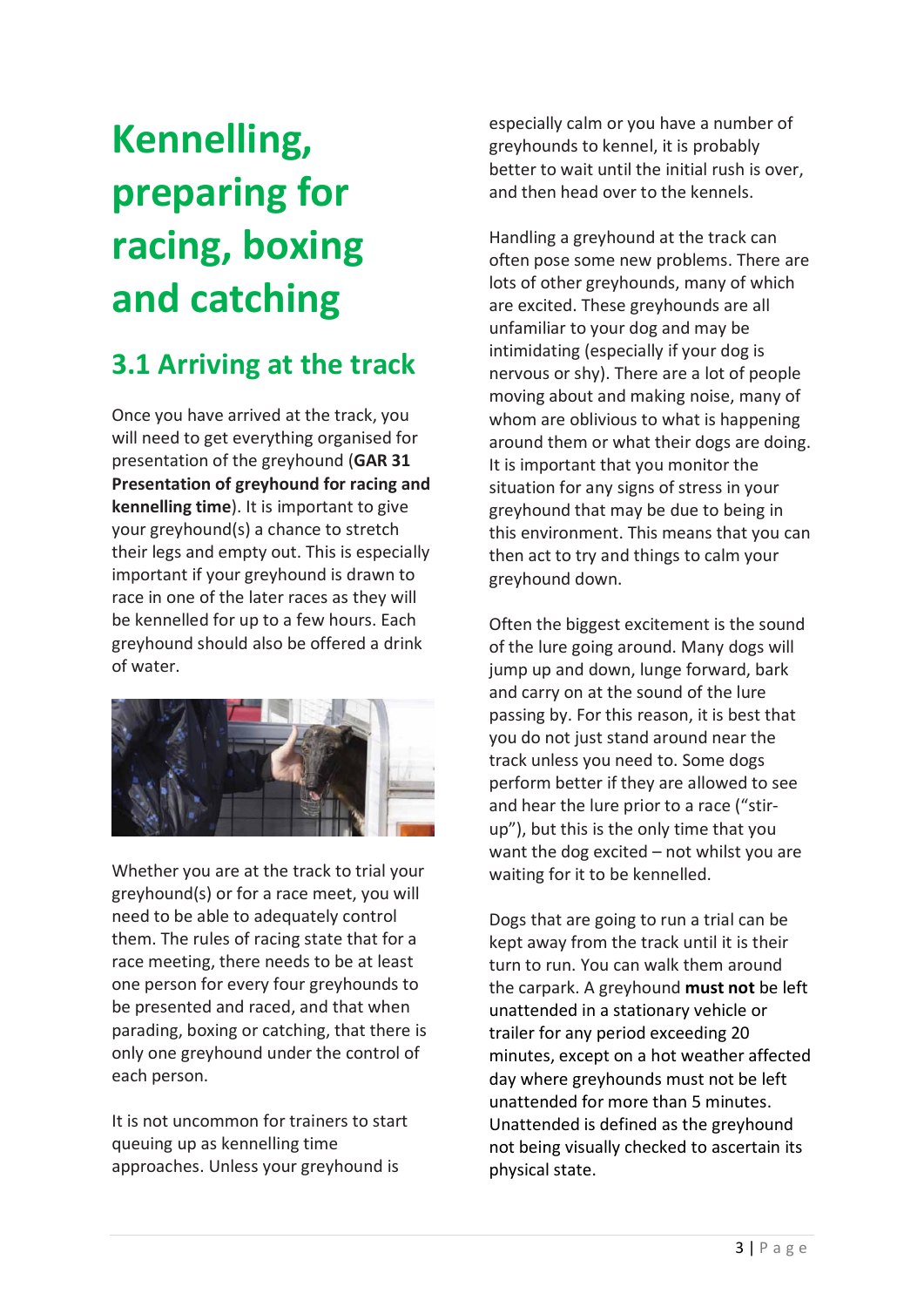// Kennelling, preparing for racing, boxing and catching

## 3.1 Arriving at the track

Once you have arrived at the track, you will need to get everything organised for presentation of the greyhound (**GAR 31 Presentation of greyhound for racing and kennelling time**). It is important to give your greyhound(s) a chance to stretch their legs and empty out. This is especially important if your greyhound is drawn to race in one of the later races as they will be kennelled for up to a few hours. Each greyhound should also be offered a drink of water.

Whether you are at the track to trial your greyhound(s) or for a race meet, you will need to be able to adequately control them. The rules of racing state that for a race meeting, there needs to be at least one person for every four greyhounds to be presented and raced, and that when parading, boxing or catching, that there is only one greyhound under the control of each person.

It is not uncommon for trainers to start queuing up as kennelling time approaches. Unless your greyhound is especially calm or you have a number of greyhounds to kennel, it is probably better to wait until the initial rush is over, and then head over to the kennels.

Handling a greyhound at the track can often pose some new problems. There are lots of other greyhounds, many of which are excited. These greyhounds are all unfamiliar to your dog and may be intimidating (especially if your dog is nervous or shy). There are a lot of people moving about and making noise, many of whom are oblivious to what is happening around them or what their dogs are doing. It is important that you monitor the situation for any signs of stress in your greyhound that may be due to being in this environment. This means that you can then act to try and things to calm your greyhound down.

Often the biggest excitement is the sound of the lure going around. Many dogs will jump up and down, lunge forward, bark and carry on at the sound of the lure passing by. For this reason, it is best that you do not just stand around near the track unless you need to. Some dogs perform better if they are allowed to see and hear the lure prior to a race ("stir-up"), but this is the only time that you want the dog excited – not whilst you are waiting for it to be kennelled.

Dogs that are going to run a trial can be kept away from the track until it is their turn to run. You can walk them around the carpark. A greyhound **must not** be left unattended in a stationary vehicle or trailer for any period exceeding 20 minutes, except on a hot weather affected day where greyhounds must not be left unattended for more than 5 minutes. Unattended is defined as the greyhound not being visually checked to ascertain its physical state.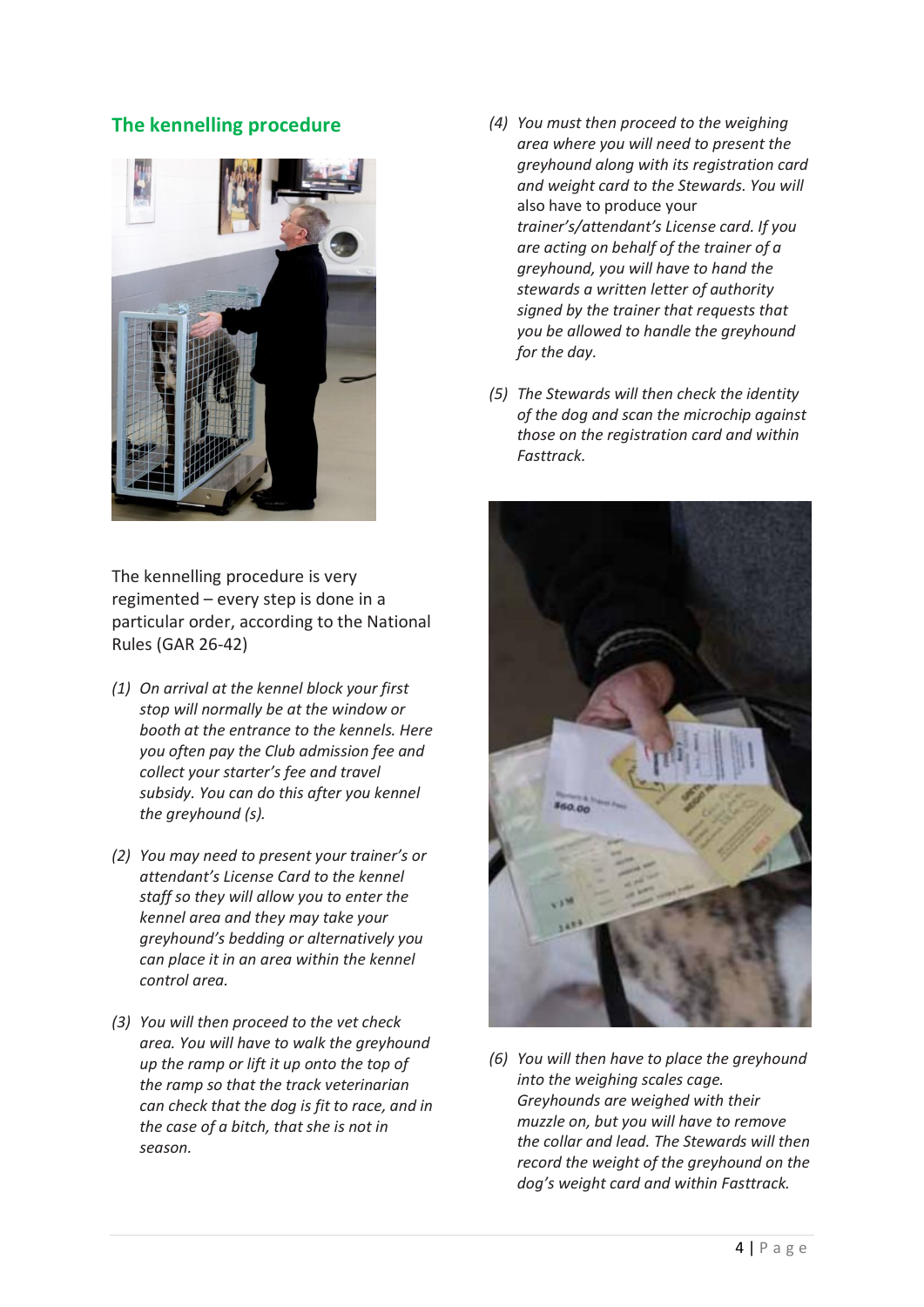## The kennelling procedure

The kennelling procedure is very regimented – every step is done in a particular order, according to the National Rules (GAR 26-42)

1. *On arrival at the kennel block your first stop will normally be at the window or booth at the entrance to the kennels. Here you often pay the Club admission fee and collect your starter's fee and travel subsidy. You can do this after you kennel the greyhound (s).*

2. *You may need to present your trainer's or attendant's License Card to the kennel staff so they will allow you to enter the kennel area and they may take your greyhound's bedding or alternatively you can place it in an area within the kennel control area.*

3. *You will then proceed to the vet check area. You will have to walk the greyhound up the ramp or lift it up onto the top of the ramp so that the track veterinarian can check that the dog is fit to race, and in the case of a bitch, that she is not in season.*

4. *You must then proceed to the weighing area where you will need to present the greyhound along with its registration card and weight card to the Stewards. You will* also have to produce your *trainer's/attendant's License card. If you are acting on behalf of the trainer of a greyhound, you will have to hand the stewards a written letter of authority signed by the trainer that requests that you be allowed to handle the greyhound for the day.*

5. *The Stewards will then check the identity of the dog and scan the microchip against those on the registration card and within Fasttrack.*

6. *You will then have to place the greyhound into the weighing scales cage. Greyhounds are weighed with their muzzle on, but you will have to remove the collar and lead. The Stewards will then record the weight of the greyhound on the dog's weight card and within Fasttrack.*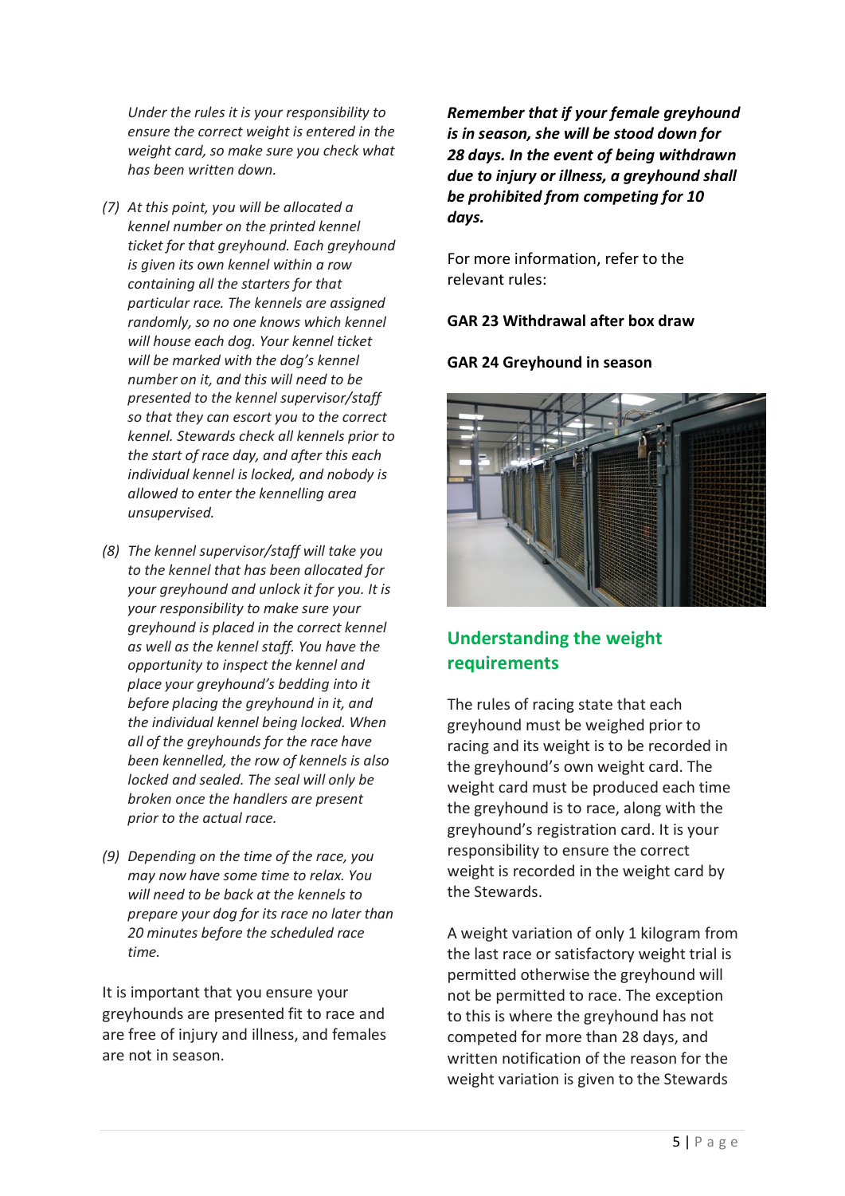*Under the rules it is your responsibility to ensure the correct weight is entered in the weight card, so make sure you check what has been written down.*

*(7) At this point, you will be allocated a kennel number on the printed kennel ticket for that greyhound. Each greyhound is given its own kennel within a row containing all the starters for that particular race. The kennels are assigned randomly, so no one knows which kennel will house each dog. Your kennel ticket will be marked with the dog's kennel number on it, and this will need to be presented to the kennel supervisor/staff so that they can escort you to the correct kennel. Stewards check all kennels prior to the start of race day, and after this each individual kennel is locked, and nobody is allowed to enter the kennelling area unsupervised.*

*(8) The kennel supervisor/staff will take you to the kennel that has been allocated for your greyhound and unlock it for you. It is your responsibility to make sure your greyhound is placed in the correct kennel as well as the kennel staff. You have the opportunity to inspect the kennel and place your greyhound's bedding into it before placing the greyhound in it, and the individual kennel being locked. When all of the greyhounds for the race have been kennelled, the row of kennels is also locked and sealed. The seal will only be broken once the handlers are present prior to the actual race.*

*(9) Depending on the time of the race, you may now have some time to relax. You will need to be back at the kennels to prepare your dog for its race no later than 20 minutes before the scheduled race time.*

It is important that you ensure your greyhounds are presented fit to race and are free of injury and illness, and females are not in season.

***Remember that if your female greyhound is in season, she will be stood down for 28 days. In the event of being withdrawn due to injury or illness, a greyhound shall be prohibited from competing for 10 days.***

For more information, refer to the relevant rules:

**GAR 23 Withdrawal after box draw**

**GAR 24 Greyhound in season**

## Understanding the weight requirements

The rules of racing state that each greyhound must be weighed prior to racing and its weight is to be recorded in the greyhound's own weight card. The weight card must be produced each time the greyhound is to race, along with the greyhound's registration card. It is your responsibility to ensure the correct weight is recorded in the weight card by the Stewards.

A weight variation of only 1 kilogram from the last race or satisfactory weight trial is permitted otherwise the greyhound will not be permitted to race. The exception to this is where the greyhound has not competed for more than 28 days, and written notification of the reason for the weight variation is given to the Stewards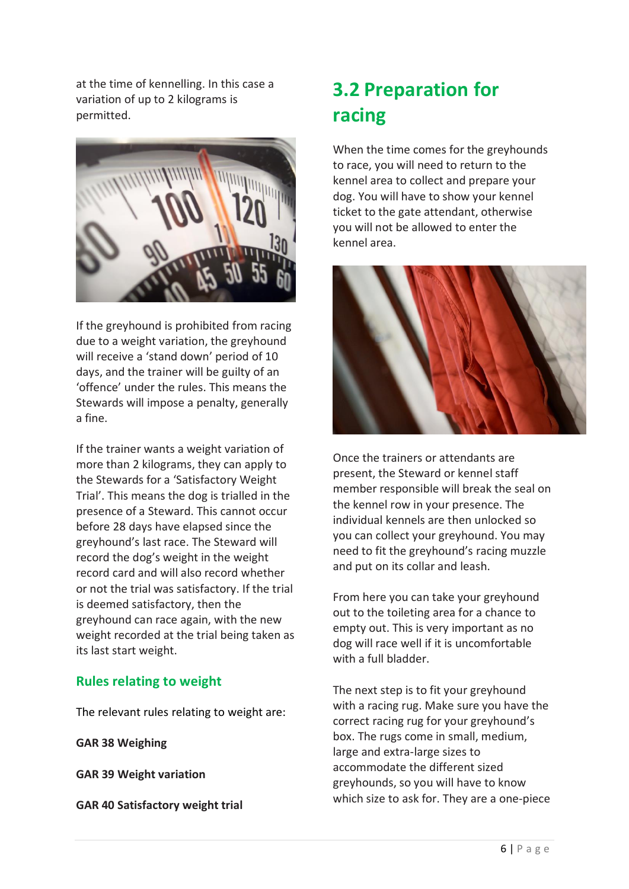at the time of kennelling. In this case a variation of up to 2 kilograms is permitted.

If the greyhound is prohibited from racing due to a weight variation, the greyhound will receive a 'stand down' period of 10 days, and the trainer will be guilty of an 'offence' under the rules. This means the Stewards will impose a penalty, generally a fine.

If the trainer wants a weight variation of more than 2 kilograms, they can apply to the Stewards for a 'Satisfactory Weight Trial'. This means the dog is trialled in the presence of a Steward. This cannot occur before 28 days have elapsed since the greyhound's last race. The Steward will record the dog's weight in the weight record card and will also record whether or not the trial was satisfactory. If the trial is deemed satisfactory, then the greyhound can race again, with the new weight recorded at the trial being taken as its last start weight.

### Rules relating to weight

The relevant rules relating to weight are:

**GAR 38 Weighing**

**GAR 39 Weight variation**

**GAR 40 Satisfactory weight trial**

## 3.2 Preparation for racing

When the time comes for the greyhounds to race, you will need to return to the kennel area to collect and prepare your dog. You will have to show your kennel ticket to the gate attendant, otherwise you will not be allowed to enter the kennel area.

Once the trainers or attendants are present, the Steward or kennel staff member responsible will break the seal on the kennel row in your presence. The individual kennels are then unlocked so you can collect your greyhound. You may need to fit the greyhound's racing muzzle and put on its collar and leash.

From here you can take your greyhound out to the toileting area for a chance to empty out. This is very important as no dog will race well if it is uncomfortable with a full bladder.

The next step is to fit your greyhound with a racing rug. Make sure you have the correct racing rug for your greyhound's box. The rugs come in small, medium, large and extra-large sizes to accommodate the different sized greyhounds, so you will have to know which size to ask for. They are a one-piece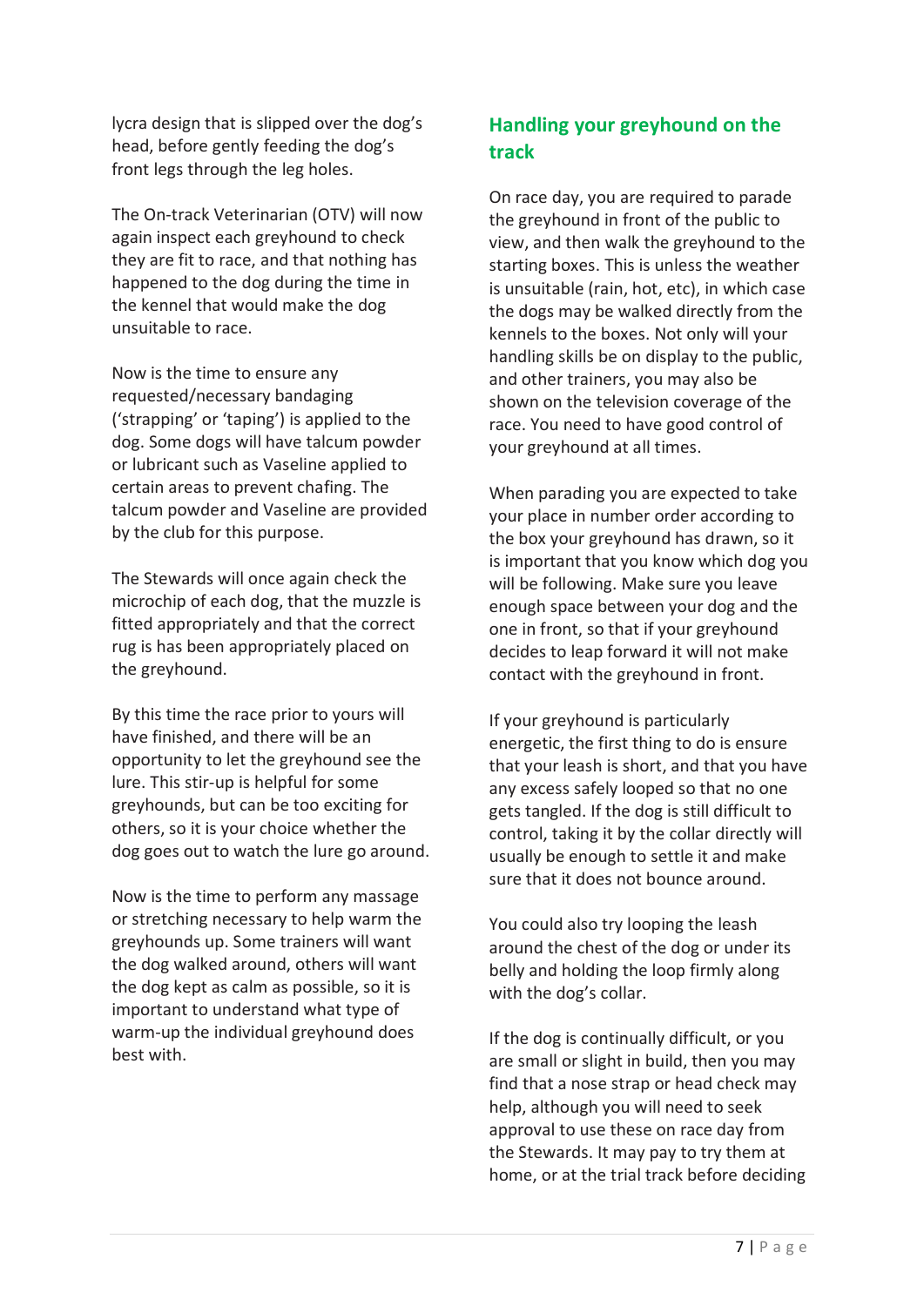lycra design that is slipped over the dog's head, before gently feeding the dog's front legs through the leg holes.

The On-track Veterinarian (OTV) will now again inspect each greyhound to check they are fit to race, and that nothing has happened to the dog during the time in the kennel that would make the dog unsuitable to race.

Now is the time to ensure any requested/necessary bandaging ('strapping' or 'taping') is applied to the dog. Some dogs will have talcum powder or lubricant such as Vaseline applied to certain areas to prevent chafing. The talcum powder and Vaseline are provided by the club for this purpose.

The Stewards will once again check the microchip of each dog, that the muzzle is fitted appropriately and that the correct rug is has been appropriately placed on the greyhound.

By this time the race prior to yours will have finished, and there will be an opportunity to let the greyhound see the lure. This stir-up is helpful for some greyhounds, but can be too exciting for others, so it is your choice whether the dog goes out to watch the lure go around.

Now is the time to perform any massage or stretching necessary to help warm the greyhounds up. Some trainers will want the dog walked around, others will want the dog kept as calm as possible, so it is important to understand what type of warm-up the individual greyhound does best with.

## Handling your greyhound on the track

On race day, you are required to parade the greyhound in front of the public to view, and then walk the greyhound to the starting boxes. This is unless the weather is unsuitable (rain, hot, etc), in which case the dogs may be walked directly from the kennels to the boxes. Not only will your handling skills be on display to the public, and other trainers, you may also be shown on the television coverage of the race. You need to have good control of your greyhound at all times.

When parading you are expected to take your place in number order according to the box your greyhound has drawn, so it is important that you know which dog you will be following. Make sure you leave enough space between your dog and the one in front, so that if your greyhound decides to leap forward it will not make contact with the greyhound in front.

If your greyhound is particularly energetic, the first thing to do is ensure that your leash is short, and that you have any excess safely looped so that no one gets tangled. If the dog is still difficult to control, taking it by the collar directly will usually be enough to settle it and make sure that it does not bounce around.

You could also try looping the leash around the chest of the dog or under its belly and holding the loop firmly along with the dog's collar.

If the dog is continually difficult, or you are small or slight in build, then you may find that a nose strap or head check may help, although you will need to seek approval to use these on race day from the Stewards. It may pay to try them at home, or at the trial track before deciding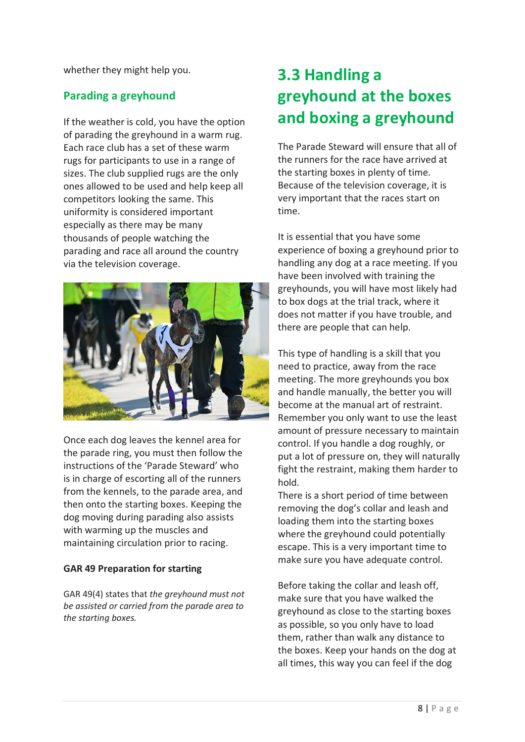whether they might help you.

### Parading a greyhound

If the weather is cold, you have the option of parading the greyhound in a warm rug. Each race club has a set of these warm rugs for participants to use in a range of sizes. The club supplied rugs are the only ones allowed to be used and help keep all competitors looking the same. This uniformity is considered important especially as there may be many thousands of people watching the parading and race all around the country via the television coverage.

Once each dog leaves the kennel area for the parade ring, you must then follow the instructions of the 'Parade Steward' who is in charge of escorting all of the runners from the kennels, to the parade area, and then onto the starting boxes. Keeping the dog moving during parading also assists with warming up the muscles and maintaining circulation prior to racing.

**GAR 49 Preparation for starting**

GAR 49(4) states that *the greyhound must not be assisted or carried from the parade area to the starting boxes.*

## 3.3 Handling a greyhound at the boxes and boxing a greyhound

The Parade Steward will ensure that all of the runners for the race have arrived at the starting boxes in plenty of time. Because of the television coverage, it is very important that the races start on time.

It is essential that you have some experience of boxing a greyhound prior to handling any dog at a race meeting. If you have been involved with training the greyhounds, you will have most likely had to box dogs at the trial track, where it does not matter if you have trouble, and there are people that can help.

This type of handling is a skill that you need to practice, away from the race meeting. The more greyhounds you box and handle manually, the better you will become at the manual art of restraint. Remember you only want to use the least amount of pressure necessary to maintain control. If you handle a dog roughly, or put a lot of pressure on, they will naturally fight the restraint, making them harder to hold.

There is a short period of time between removing the dog's collar and leash and loading them into the starting boxes where the greyhound could potentially escape. This is a very important time to make sure you have adequate control.

Before taking the collar and leash off, make sure that you have walked the greyhound as close to the starting boxes as possible, so you only have to load them, rather than walk any distance to the boxes. Keep your hands on the dog at all times, this way you can feel if the dog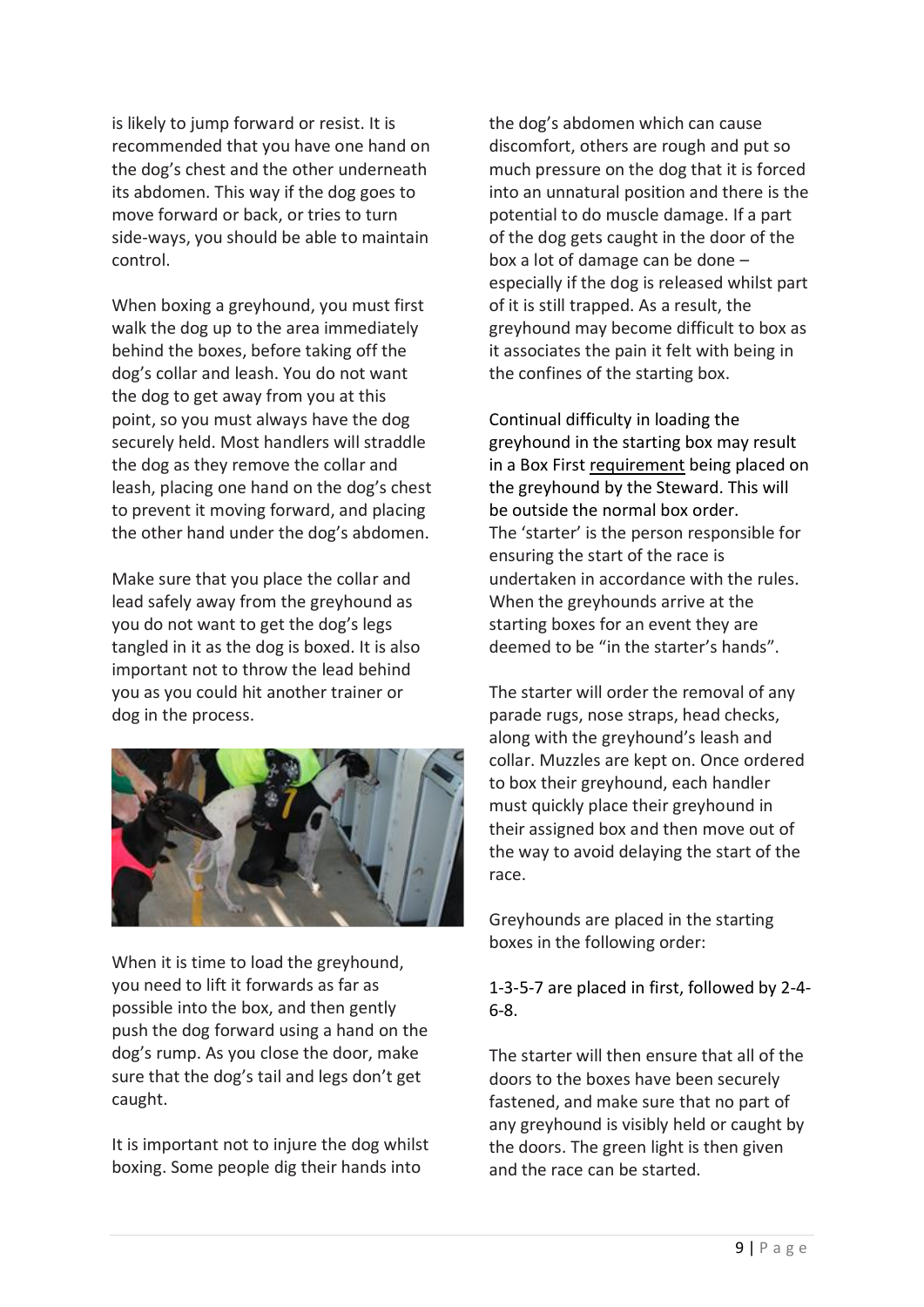is likely to jump forward or resist. It is recommended that you have one hand on the dog's chest and the other underneath its abdomen. This way if the dog goes to move forward or back, or tries to turn side-ways, you should be able to maintain control.

When boxing a greyhound, you must first walk the dog up to the area immediately behind the boxes, before taking off the dog's collar and leash. You do not want the dog to get away from you at this point, so you must always have the dog securely held. Most handlers will straddle the dog as they remove the collar and leash, placing one hand on the dog's chest to prevent it moving forward, and placing the other hand under the dog's abdomen.

Make sure that you place the collar and lead safely away from the greyhound as you do not want to get the dog's legs tangled in it as the dog is boxed. It is also important not to throw the lead behind you as you could hit another trainer or dog in the process.

When it is time to load the greyhound, you need to lift it forwards as far as possible into the box, and then gently push the dog forward using a hand on the dog's rump. As you close the door, make sure that the dog's tail and legs don't get caught.

It is important not to injure the dog whilst boxing. Some people dig their hands into the dog's abdomen which can cause discomfort, others are rough and put so much pressure on the dog that it is forced into an unnatural position and there is the potential to do muscle damage. If a part of the dog gets caught in the door of the box a lot of damage can be done – especially if the dog is released whilst part of it is still trapped. As a result, the greyhound may become difficult to box as it associates the pain it felt with being in the confines of the starting box.

Continual difficulty in loading the greyhound in the starting box may result in a Box First requirement being placed on the greyhound by the Steward. This will be outside the normal box order.
The 'starter' is the person responsible for ensuring the start of the race is undertaken in accordance with the rules. When the greyhounds arrive at the starting boxes for an event they are deemed to be "in the starter's hands".

The starter will order the removal of any parade rugs, nose straps, head checks, along with the greyhound's leash and collar. Muzzles are kept on. Once ordered to box their greyhound, each handler must quickly place their greyhound in their assigned box and then move out of the way to avoid delaying the start of the race.

Greyhounds are placed in the starting boxes in the following order:

1-3-5-7 are placed in first, followed by 2-4-6-8.

The starter will then ensure that all of the doors to the boxes have been securely fastened, and make sure that no part of any greyhound is visibly held or caught by the doors. The green light is then given and the race can be started.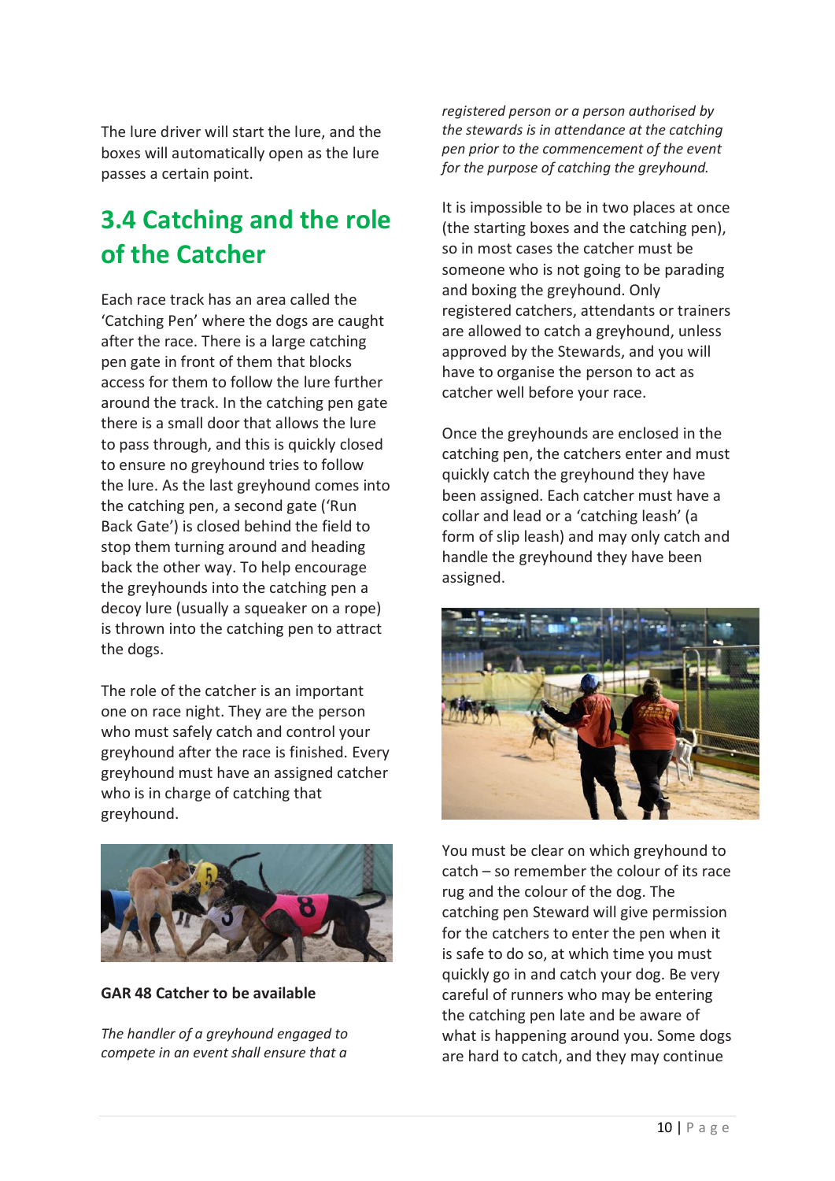The lure driver will start the lure, and the boxes will automatically open as the lure passes a certain point.

## 3.4 Catching and the role of the Catcher

Each race track has an area called the 'Catching Pen' where the dogs are caught after the race. There is a large catching pen gate in front of them that blocks access for them to follow the lure further around the track. In the catching pen gate there is a small door that allows the lure to pass through, and this is quickly closed to ensure no greyhound tries to follow the lure. As the last greyhound comes into the catching pen, a second gate ('Run Back Gate') is closed behind the field to stop them turning around and heading back the other way. To help encourage the greyhounds into the catching pen a decoy lure (usually a squeaker on a rope) is thrown into the catching pen to attract the dogs.

The role of the catcher is an important one on race night. They are the person who must safely catch and control your greyhound after the race is finished. Every greyhound must have an assigned catcher who is in charge of catching that greyhound.

**GAR 48 Catcher to be available**

*The handler of a greyhound engaged to compete in an event shall ensure that a registered person or a person authorised by the stewards is in attendance at the catching pen prior to the commencement of the event for the purpose of catching the greyhound.*

It is impossible to be in two places at once (the starting boxes and the catching pen), so in most cases the catcher must be someone who is not going to be parading and boxing the greyhound. Only registered catchers, attendants or trainers are allowed to catch a greyhound, unless approved by the Stewards, and you will have to organise the person to act as catcher well before your race.

Once the greyhounds are enclosed in the catching pen, the catchers enter and must quickly catch the greyhound they have been assigned. Each catcher must have a collar and lead or a 'catching leash' (a form of slip leash) and may only catch and handle the greyhound they have been assigned.

You must be clear on which greyhound to catch – so remember the colour of its race rug and the colour of the dog. The catching pen Steward will give permission for the catchers to enter the pen when it is safe to do so, at which time you must quickly go in and catch your dog. Be very careful of runners who may be entering the catching pen late and be aware of what is happening around you. Some dogs are hard to catch, and they may continue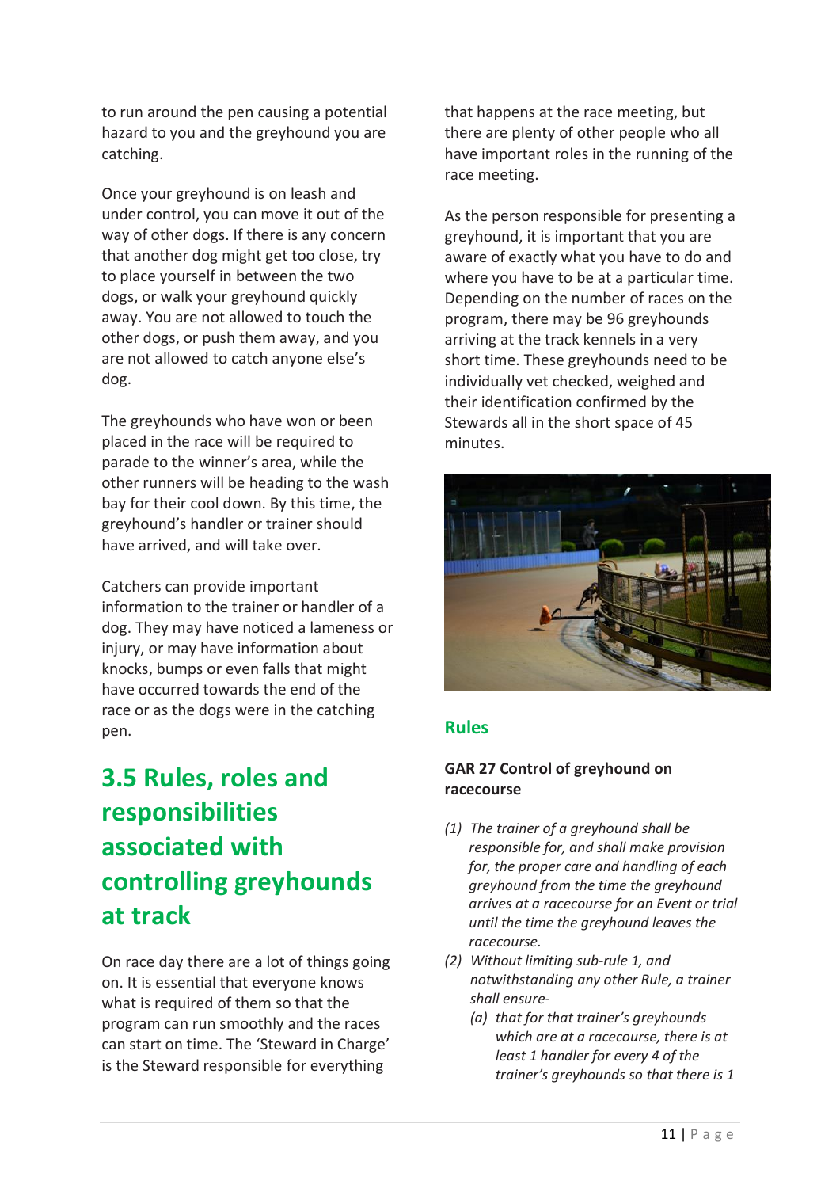to run around the pen causing a potential hazard to you and the greyhound you are catching.

Once your greyhound is on leash and under control, you can move it out of the way of other dogs. If there is any concern that another dog might get too close, try to place yourself in between the two dogs, or walk your greyhound quickly away. You are not allowed to touch the other dogs, or push them away, and you are not allowed to catch anyone else's dog.

The greyhounds who have won or been placed in the race will be required to parade to the winner's area, while the other runners will be heading to the wash bay for their cool down. By this time, the greyhound's handler or trainer should have arrived, and will take over.

Catchers can provide important information to the trainer or handler of a dog. They may have noticed a lameness or injury, or may have information about knocks, bumps or even falls that might have occurred towards the end of the race or as the dogs were in the catching pen.

## 3.5 Rules, roles and responsibilities associated with controlling greyhounds at track

On race day there are a lot of things going on. It is essential that everyone knows what is required of them so that the program can run smoothly and the races can start on time. The 'Steward in Charge' is the Steward responsible for everything that happens at the race meeting, but there are plenty of other people who all have important roles in the running of the race meeting.

As the person responsible for presenting a greyhound, it is important that you are aware of exactly what you have to do and where you have to be at a particular time. Depending on the number of races on the program, there may be 96 greyhounds arriving at the track kennels in a very short time. These greyhounds need to be individually vet checked, weighed and their identification confirmed by the Stewards all in the short space of 45 minutes.

### Rules

**GAR 27 Control of greyhound on racecourse**

*(1) The trainer of a greyhound shall be responsible for, and shall make provision for, the proper care and handling of each greyhound from the time the greyhound arrives at a racecourse for an Event or trial until the time the greyhound leaves the racecourse.*

*(2) Without limiting sub-rule 1, and notwithstanding any other Rule, a trainer shall ensure-*

*(a) that for that trainer's greyhounds which are at a racecourse, there is at least 1 handler for every 4 of the trainer's greyhounds so that there is 1*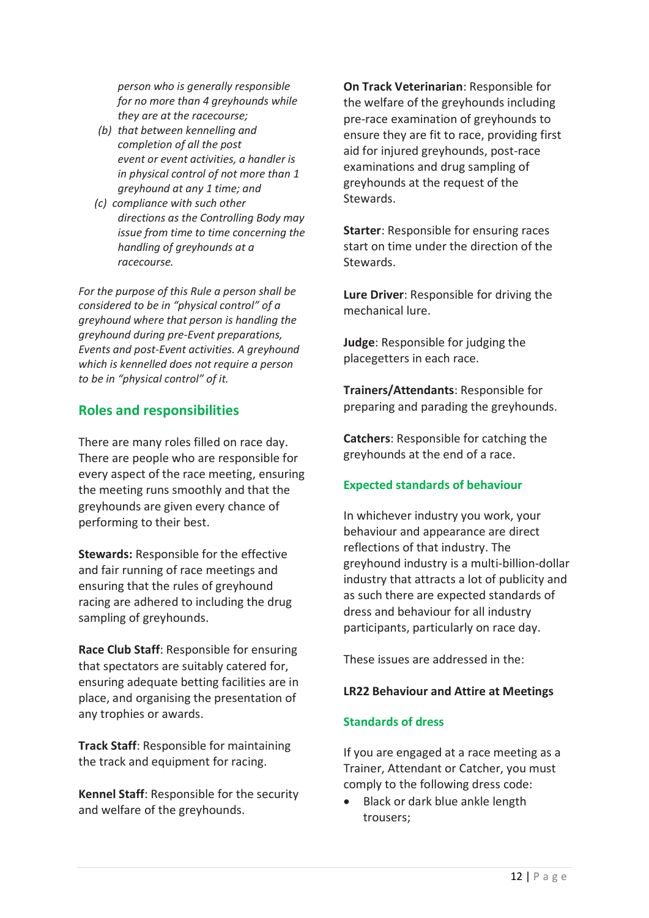*person who is generally responsible for no more than 4 greyhounds while they are at the racecourse;*

*(b) that between kennelling and completion of all the post event or event activities, a handler is in physical control of not more than 1 greyhound at any 1 time; and*

*(c) compliance with such other directions as the Controlling Body may issue from time to time concerning the handling of greyhounds at a racecourse.*

*For the purpose of this Rule a person shall be considered to be in "physical control" of a greyhound where that person is handling the greyhound during pre-Event preparations, Events and post-Event activities. A greyhound which is kennelled does not require a person to be in "physical control" of it.*

## Roles and responsibilities

There are many roles filled on race day. There are people who are responsible for every aspect of the race meeting, ensuring the meeting runs smoothly and that the greyhounds are given every chance of performing to their best.

**Stewards:** Responsible for the effective and fair running of race meetings and ensuring that the rules of greyhound racing are adhered to including the drug sampling of greyhounds.

**Race Club Staff**: Responsible for ensuring that spectators are suitably catered for, ensuring adequate betting facilities are in place, and organising the presentation of any trophies or awards.

**Track Staff**: Responsible for maintaining the track and equipment for racing.

**Kennel Staff**: Responsible for the security and welfare of the greyhounds.

**On Track Veterinarian**: Responsible for the welfare of the greyhounds including pre-race examination of greyhounds to ensure they are fit to race, providing first aid for injured greyhounds, post-race examinations and drug sampling of greyhounds at the request of the Stewards.

**Starter**: Responsible for ensuring races start on time under the direction of the Stewards.

**Lure Driver**: Responsible for driving the mechanical lure.

**Judge**: Responsible for judging the placegetters in each race.

**Trainers/Attendants**: Responsible for preparing and parading the greyhounds.

**Catchers**: Responsible for catching the greyhounds at the end of a race.

### Expected standards of behaviour

In whichever industry you work, your behaviour and appearance are direct reflections of that industry. The greyhound industry is a multi-billion-dollar industry that attracts a lot of publicity and as such there are expected standards of dress and behaviour for all industry participants, particularly on race day.

These issues are addressed in the:

**LR22 Behaviour and Attire at Meetings**

### Standards of dress

If you are engaged at a race meeting as a Trainer, Attendant or Catcher, you must comply to the following dress code:

- Black or dark blue ankle length trousers;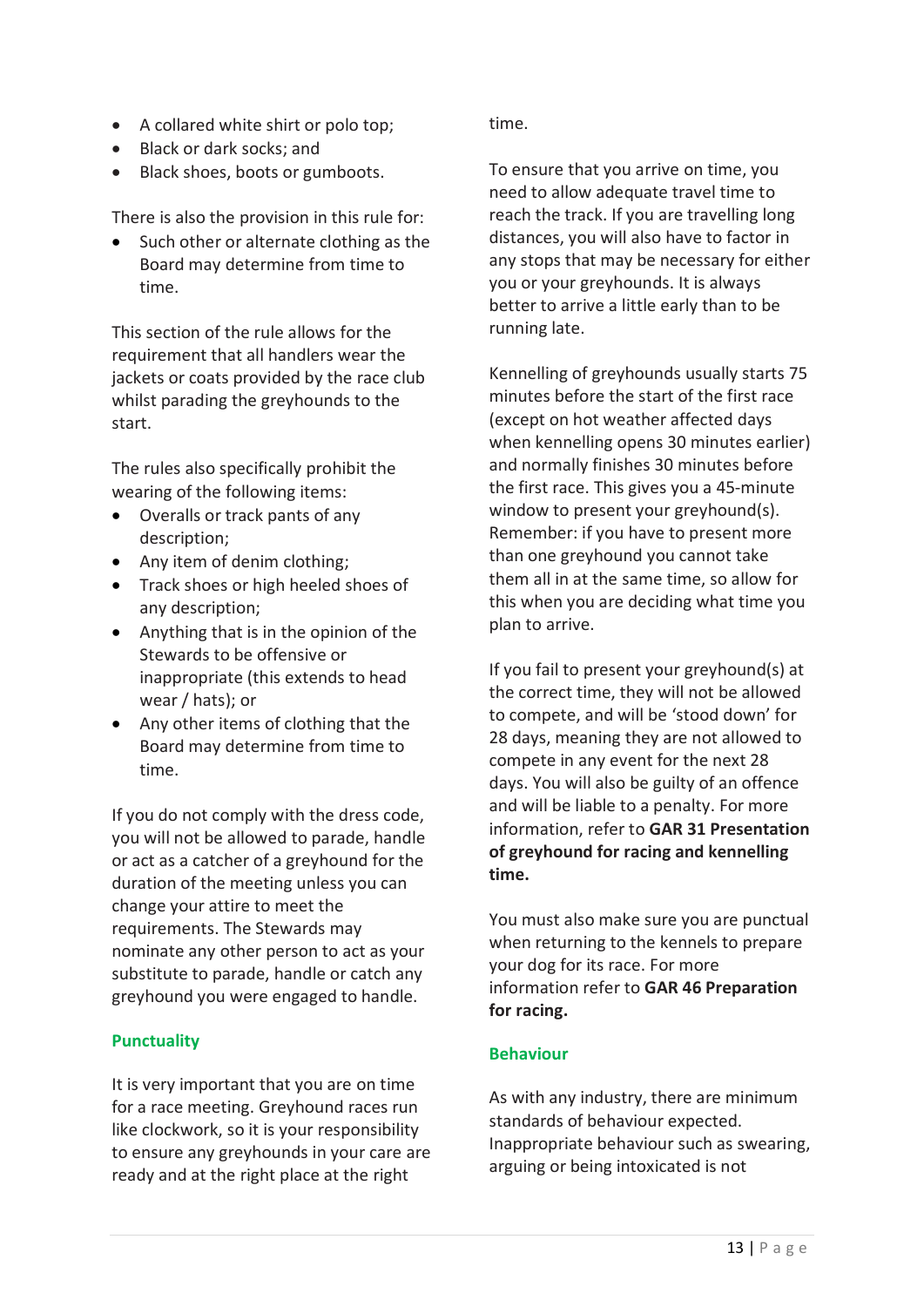- A collared white shirt or polo top;
- Black or dark socks; and
- Black shoes, boots or gumboots.

There is also the provision in this rule for:

- Such other or alternate clothing as the Board may determine from time to time.

This section of the rule allows for the requirement that all handlers wear the jackets or coats provided by the race club whilst parading the greyhounds to the start.

The rules also specifically prohibit the wearing of the following items:

- Overalls or track pants of any description;
- Any item of denim clothing;
- Track shoes or high heeled shoes of any description;
- Anything that is in the opinion of the Stewards to be offensive or inappropriate (this extends to head wear / hats); or
- Any other items of clothing that the Board may determine from time to time.

If you do not comply with the dress code, you will not be allowed to parade, handle or act as a catcher of a greyhound for the duration of the meeting unless you can change your attire to meet the requirements. The Stewards may nominate any other person to act as your substitute to parade, handle or catch any greyhound you were engaged to handle.

## Punctuality

It is very important that you are on time for a race meeting. Greyhound races run like clockwork, so it is your responsibility to ensure any greyhounds in your care are ready and at the right place at the right time.

To ensure that you arrive on time, you need to allow adequate travel time to reach the track. If you are travelling long distances, you will also have to factor in any stops that may be necessary for either you or your greyhounds. It is always better to arrive a little early than to be running late.

Kennelling of greyhounds usually starts 75 minutes before the start of the first race (except on hot weather affected days when kennelling opens 30 minutes earlier) and normally finishes 30 minutes before the first race. This gives you a 45-minute window to present your greyhound(s). Remember: if you have to present more than one greyhound you cannot take them all in at the same time, so allow for this when you are deciding what time you plan to arrive.

If you fail to present your greyhound(s) at the correct time, they will not be allowed to compete, and will be 'stood down' for 28 days, meaning they are not allowed to compete in any event for the next 28 days. You will also be guilty of an offence and will be liable to a penalty. For more information, refer to **GAR 31 Presentation of greyhound for racing and kennelling time.**

You must also make sure you are punctual when returning to the kennels to prepare your dog for its race. For more information refer to **GAR 46 Preparation for racing.**

## Behaviour

As with any industry, there are minimum standards of behaviour expected. Inappropriate behaviour such as swearing, arguing or being intoxicated is not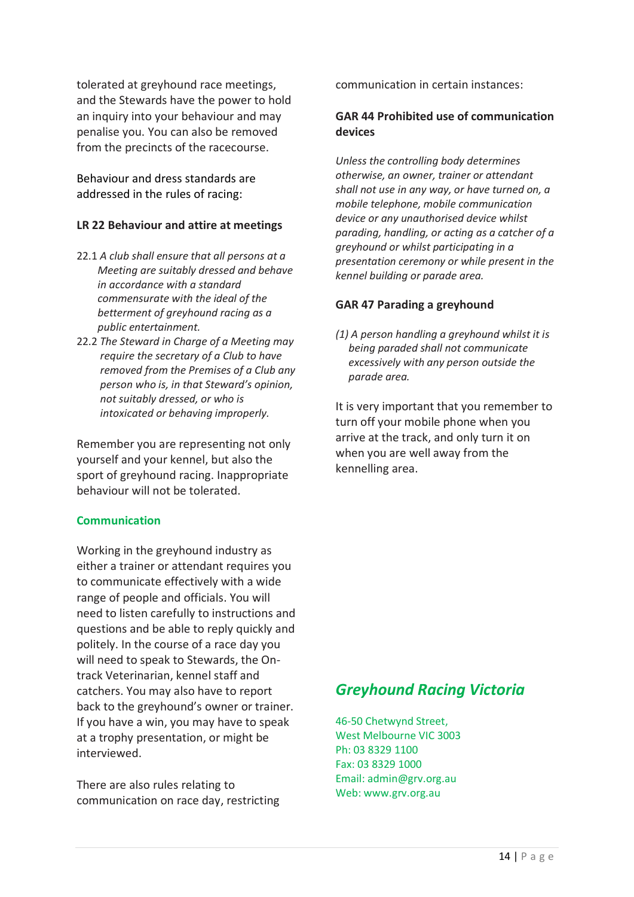tolerated at greyhound race meetings, and the Stewards have the power to hold an inquiry into your behaviour and may penalise you. You can also be removed from the precincts of the racecourse.

Behaviour and dress standards are addressed in the rules of racing:

**LR 22 Behaviour and attire at meetings**

22.1 *A club shall ensure that all persons at a Meeting are suitably dressed and behave in accordance with a standard commensurate with the ideal of the betterment of greyhound racing as a public entertainment.*

22.2 *The Steward in Charge of a Meeting may require the secretary of a Club to have removed from the Premises of a Club any person who is, in that Steward's opinion, not suitably dressed, or who is intoxicated or behaving improperly.*

Remember you are representing not only yourself and your kennel, but also the sport of greyhound racing. Inappropriate behaviour will not be tolerated.

## Communication

Working in the greyhound industry as either a trainer or attendant requires you to communicate effectively with a wide range of people and officials. You will need to listen carefully to instructions and questions and be able to reply quickly and politely. In the course of a race day you will need to speak to Stewards, the On-track Veterinarian, kennel staff and catchers. You may also have to report back to the greyhound's owner or trainer. If you have a win, you may have to speak at a trophy presentation, or might be interviewed.

There are also rules relating to communication on race day, restricting communication in certain instances:

**GAR 44 Prohibited use of communication devices**

*Unless the controlling body determines otherwise, an owner, trainer or attendant shall not use in any way, or have turned on, a mobile telephone, mobile communication device or any unauthorised device whilst parading, handling, or acting as a catcher of a greyhound or whilst participating in a presentation ceremony or while present in the kennel building or parade area.*

**GAR 47 Parading a greyhound**

*(1) A person handling a greyhound whilst it is being paraded shall not communicate excessively with any person outside the parade area.*

It is very important that you remember to turn off your mobile phone when you arrive at the track, and only turn it on when you are well away from the kennelling area.

## *Greyhound Racing Victoria*

46-50 Chetwynd Street,
West Melbourne VIC 3003
Ph: 03 8329 1100
Fax: 03 8329 1000
Email: admin@grv.org.au
Web: www.grv.org.au